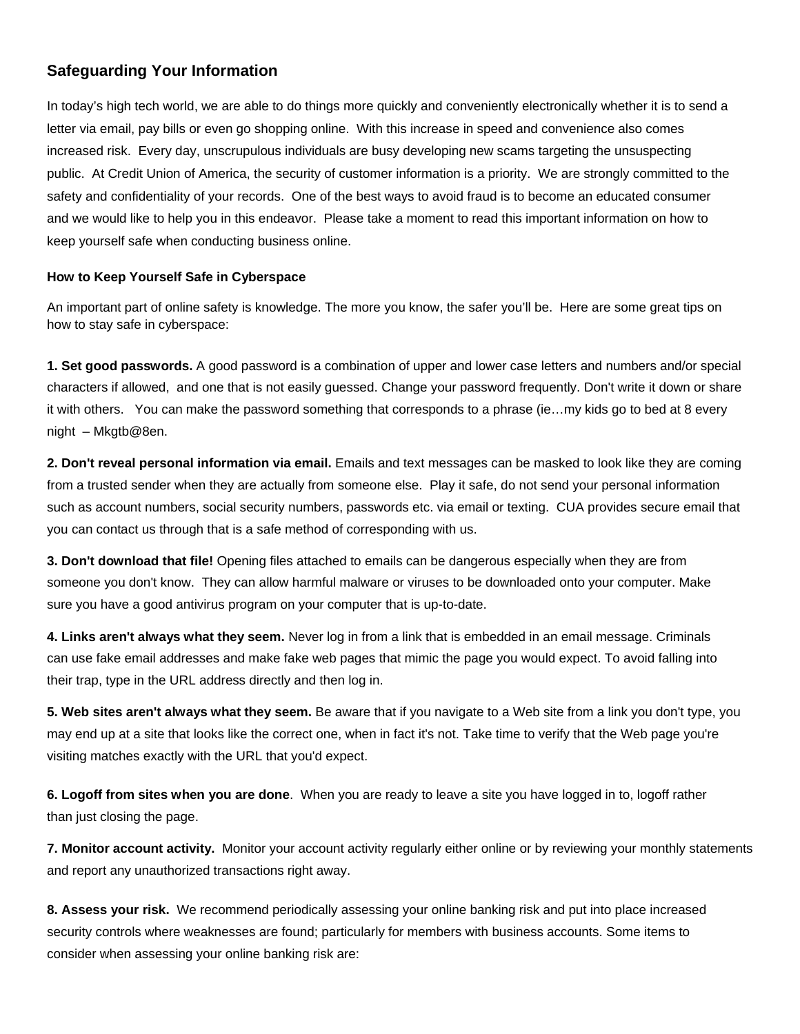## Safeguarding Your Information

In today's high tech world, we are able to do things more quickly and conveniently electronically whether it is to send a letter via email, pay bills or even go shopping online. With this increase in speed and convenience also comes increased risk. Every day, unscrupulous individuals are busy developing new scams targeting the unsuspecting public. At Credit Union of America, the security of customer information is a priority. We are strongly committed to the safety and confidentiality of your records. One of the best ways to avoid fraud is to become an educated consumer and we would like to help you in this endeavor. Please take a moment to read this important information on how to keep yourself safe when conducting business online.

### How to Keep Yourself Safe in Cyberspace

An important part of online safety is knowledge. The more you know, the safer you'll be. Here are some great tips on how to stay safe in cyberspace:

**1. Set good passwords.** A good password is a combination of upper and lower case letters and numbers and/or special characters if allowed, and one that is not easily guessed. Change your password frequently. Don't write it down or share it with others. You can make the password something that corresponds to a phrase (ie…my kids go to bed at 8 every night – Mkgtb@8en.

**2. Don't reveal personal information via email.** Emails and text messages can be masked to look like they are coming from a trusted sender when they are actually from someone else. Play it safe, do not send your personal information such as account numbers, social security numbers, passwords etc. via email or texting. CUA provides secure email that you can contact us through that is a safe method of corresponding with us.

**3. Don't download that file!** Opening files attached to emails can be dangerous especially when they are from someone you don't know. They can allow harmful malware or viruses to be downloaded onto your computer. Make sure you have a good antivirus program on your computer that is up-to-date.

**4. Links aren't always what they seem.** Never log in from a link that is embedded in an email message. Criminals can use fake email addresses and make fake web pages that mimic the page you would expect. To avoid falling into their trap, type in the URL address directly and then log in.

**5. Web sites aren't always what they seem.** Be aware that if you navigate to a Web site from a link you don't type, you may end up at a site that looks like the correct one, when in fact it's not. Take time to verify that the Web page you're visiting matches exactly with the URL that you'd expect.

**6. Logoff from sites when you are done**. When you are ready to leave a site you have logged in to, logoff rather than just closing the page.

**7. Monitor account activity.** Monitor your account activity regularly either online or by reviewing your monthly statements and report any unauthorized transactions right away.

**8. Assess your risk.** We recommend periodically assessing your online banking risk and put into place increased security controls where weaknesses are found; particularly for members with business accounts. Some items to consider when assessing your online banking risk are: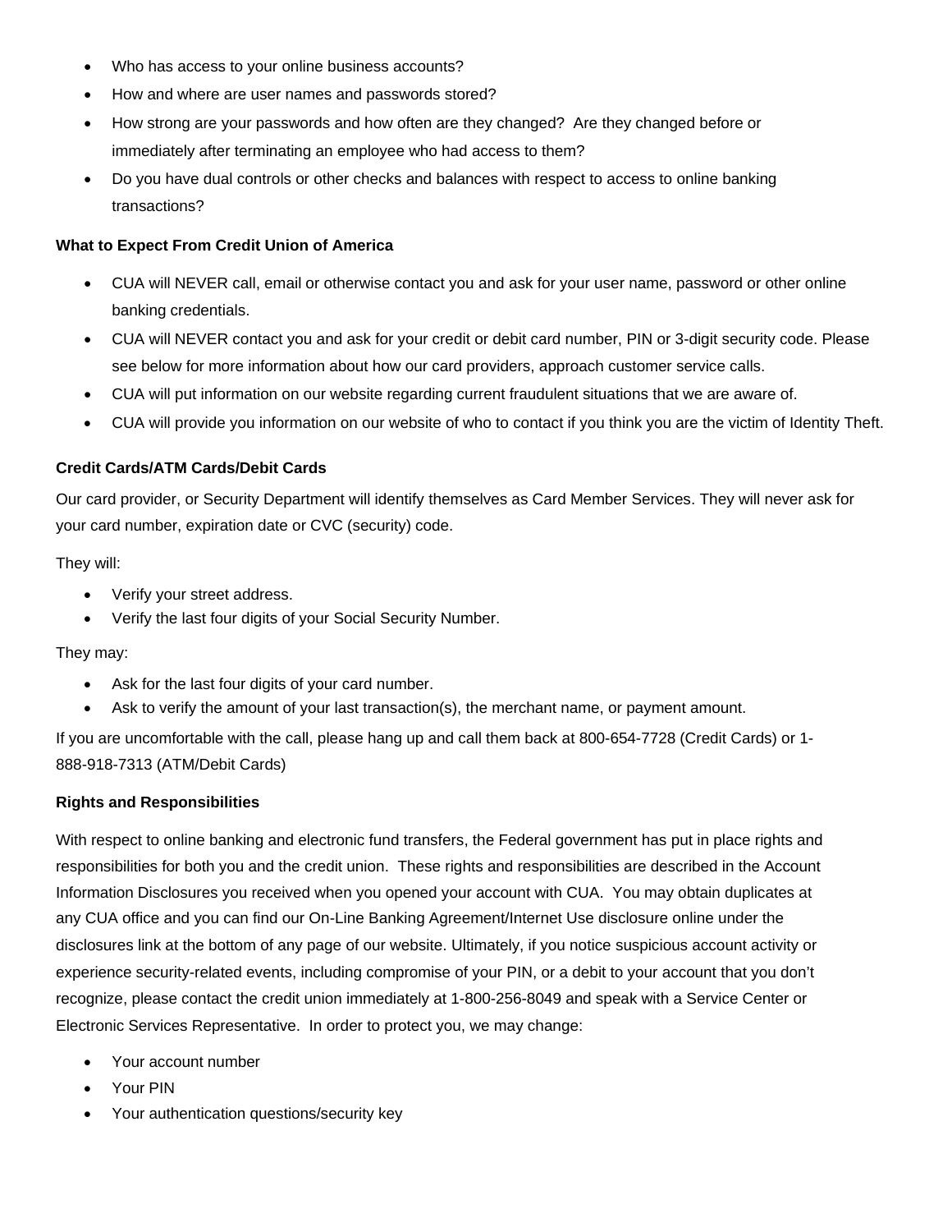- Who has access to your online business accounts?
- How and where are user names and passwords stored?
- How strong are your passwords and how often are they changed? Are they changed before or immediately after terminating an employee who had access to them?
- Do you have dual controls or other checks and balances with respect to access to online banking transactions?

**What to Expect From Credit Union of America**

- CUA will NEVER call, email or otherwise contact you and ask for your user name, password or other online banking credentials.
- CUA will NEVER contact you and ask for your credit or debit card number, PIN or 3-digit security code. Please see below for more information about how our card providers, approach customer service calls.
- CUA will put information on our website regarding current fraudulent situations that we are aware of.
- CUA will provide you information on our website of who to contact if you think you are the victim of Identity Theft.

**Credit Cards/ATM Cards/Debit Cards**

Our card provider, or Security Department will identify themselves as Card Member Services. They will never ask for your card number, expiration date or CVC (security) code.

They will:

- Verify your street address.
- Verify the last four digits of your Social Security Number.

They may:

- Ask for the last four digits of your card number.
- Ask to verify the amount of your last transaction(s), the merchant name, or payment amount.

If you are uncomfortable with the call, please hang up and call them back at 800-654-7728 (Credit Cards) or 1-888-918-7313 (ATM/Debit Cards)

**Rights and Responsibilities**

With respect to online banking and electronic fund transfers, the Federal government has put in place rights and responsibilities for both you and the credit union. These rights and responsibilities are described in the Account Information Disclosures you received when you opened your account with CUA. You may obtain duplicates at any CUA office and you can find our On-Line Banking Agreement/Internet Use disclosure online under the disclosures link at the bottom of any page of our website. Ultimately, if you notice suspicious account activity or experience security-related events, including compromise of your PIN, or a debit to your account that you don't recognize, please contact the credit union immediately at 1-800-256-8049 and speak with a Service Center or Electronic Services Representative. In order to protect you, we may change:

- Your account number
- Your PIN
- Your authentication questions/security key